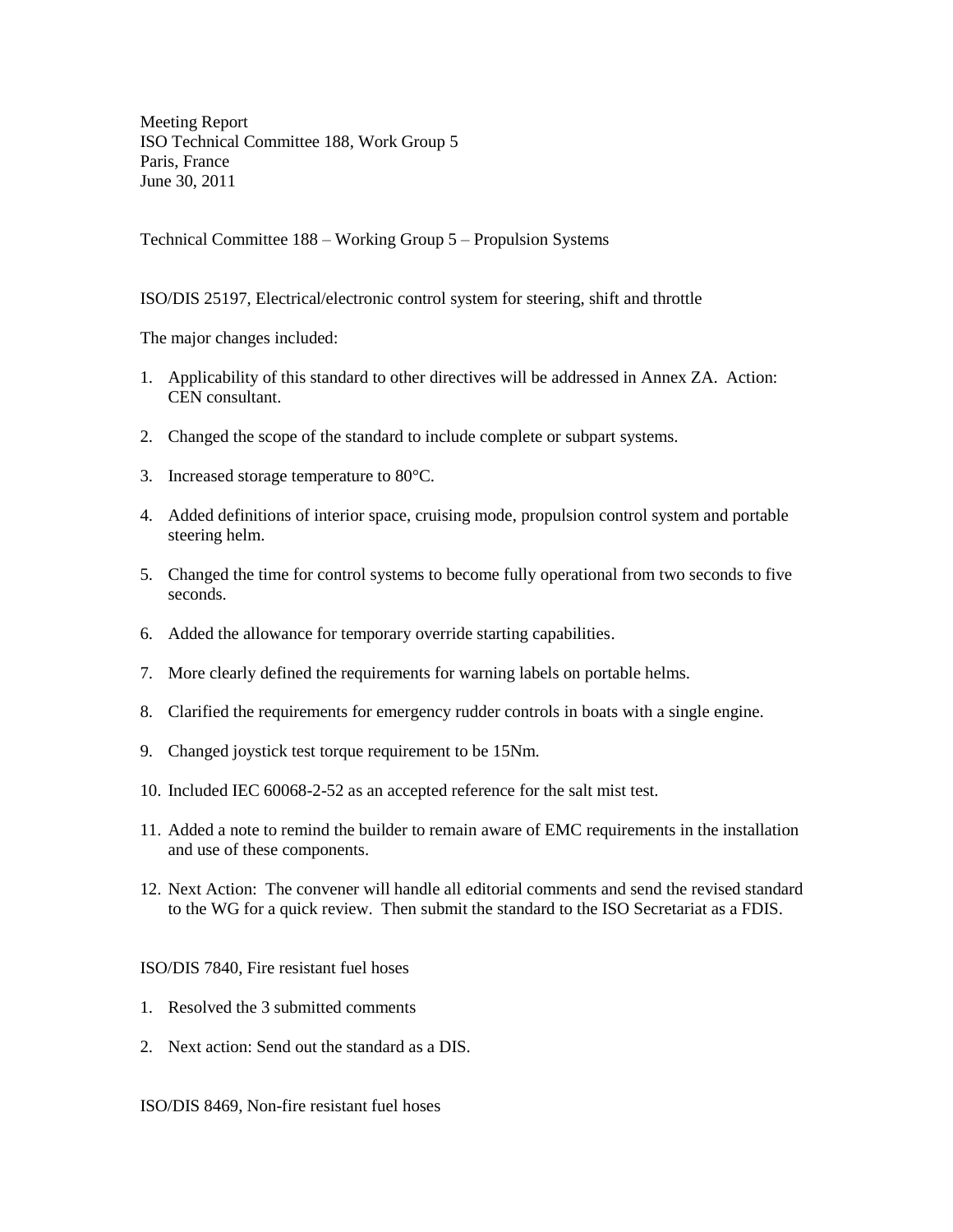Meeting Report
ISO Technical Committee 188, Work Group 5
Paris, France
June 30, 2011

Technical Committee 188 – Working Group 5 – Propulsion Systems

ISO/DIS 25197, Electrical/electronic control system for steering, shift and throttle

The major changes included:

1. Applicability of this standard to other directives will be addressed in Annex ZA. Action: CEN consultant.

2. Changed the scope of the standard to include complete or subpart systems.

3. Increased storage temperature to 80°C.

4. Added definitions of interior space, cruising mode, propulsion control system and portable steering helm.

5. Changed the time for control systems to become fully operational from two seconds to five seconds.

6. Added the allowance for temporary override starting capabilities.

7. More clearly defined the requirements for warning labels on portable helms.

8. Clarified the requirements for emergency rudder controls in boats with a single engine.

9. Changed joystick test torque requirement to be 15Nm.

10. Included IEC 60068-2-52 as an accepted reference for the salt mist test.

11. Added a note to remind the builder to remain aware of EMC requirements in the installation and use of these components.

12. Next Action: The convener will handle all editorial comments and send the revised standard to the WG for a quick review. Then submit the standard to the ISO Secretariat as a FDIS.

ISO/DIS 7840, Fire resistant fuel hoses

1. Resolved the 3 submitted comments

2. Next action: Send out the standard as a DIS.

ISO/DIS 8469, Non-fire resistant fuel hoses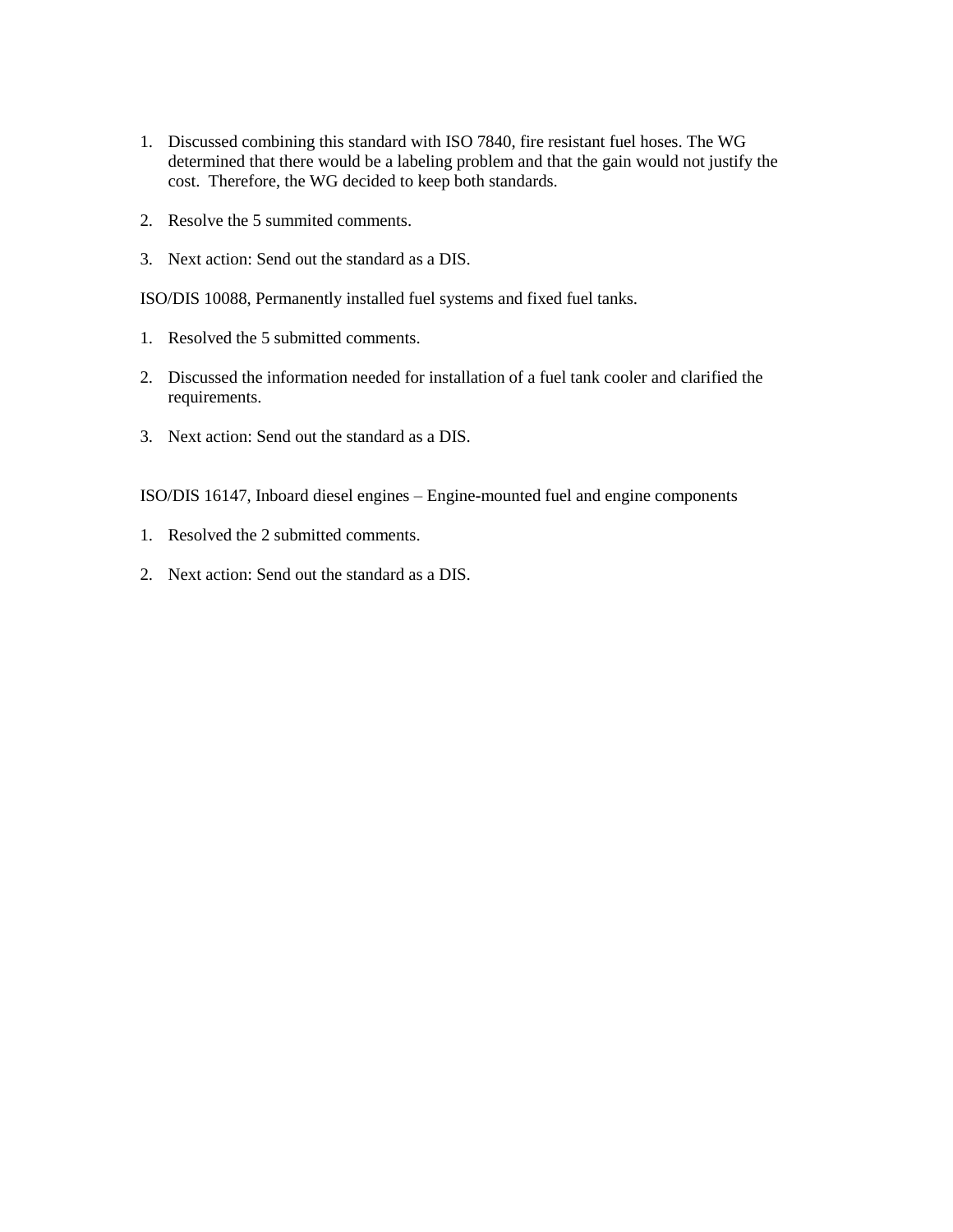1. Discussed combining this standard with ISO 7840, fire resistant fuel hoses. The WG determined that there would be a labeling problem and that the gain would not justify the cost. Therefore, the WG decided to keep both standards.

2. Resolve the 5 summited comments.

3. Next action: Send out the standard as a DIS.

ISO/DIS 10088, Permanently installed fuel systems and fixed fuel tanks.

1. Resolved the 5 submitted comments.

2. Discussed the information needed for installation of a fuel tank cooler and clarified the requirements.

3. Next action: Send out the standard as a DIS.

ISO/DIS 16147, Inboard diesel engines – Engine-mounted fuel and engine components

1. Resolved the 2 submitted comments.

2. Next action: Send out the standard as a DIS.